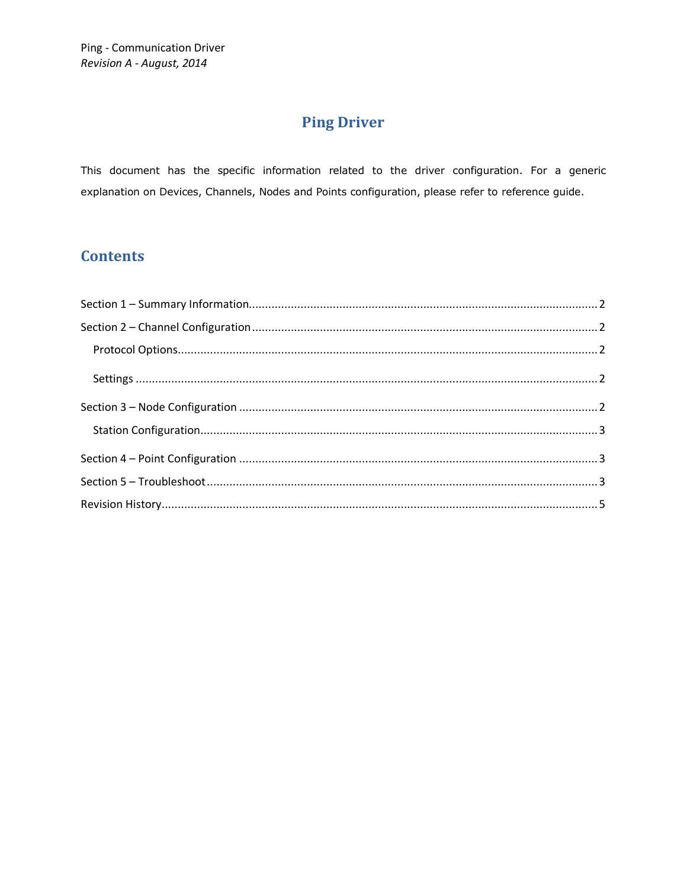Ping - Communication Driver
*Revision A - August, 2014*

# Ping Driver

This document has the specific information related to the driver configuration. For a generic explanation on Devices, Channels, Nodes and Points configuration, please refer to reference guide.

## Contents

Section 1 – Summary Information........................................................................................................... 2

Section 2 – Channel Configuration ......................................................................................................... 2

   Protocol Options................................................................................................................................ 2

   Settings ............................................................................................................................................. 2

Section 3 – Node Configuration ............................................................................................................. 2

   Station Configuration......................................................................................................................... 3

Section 4 – Point Configuration ............................................................................................................. 3

Section 5 – Troubleshoot ....................................................................................................................... 3

Revision History...................................................................................................................................... 5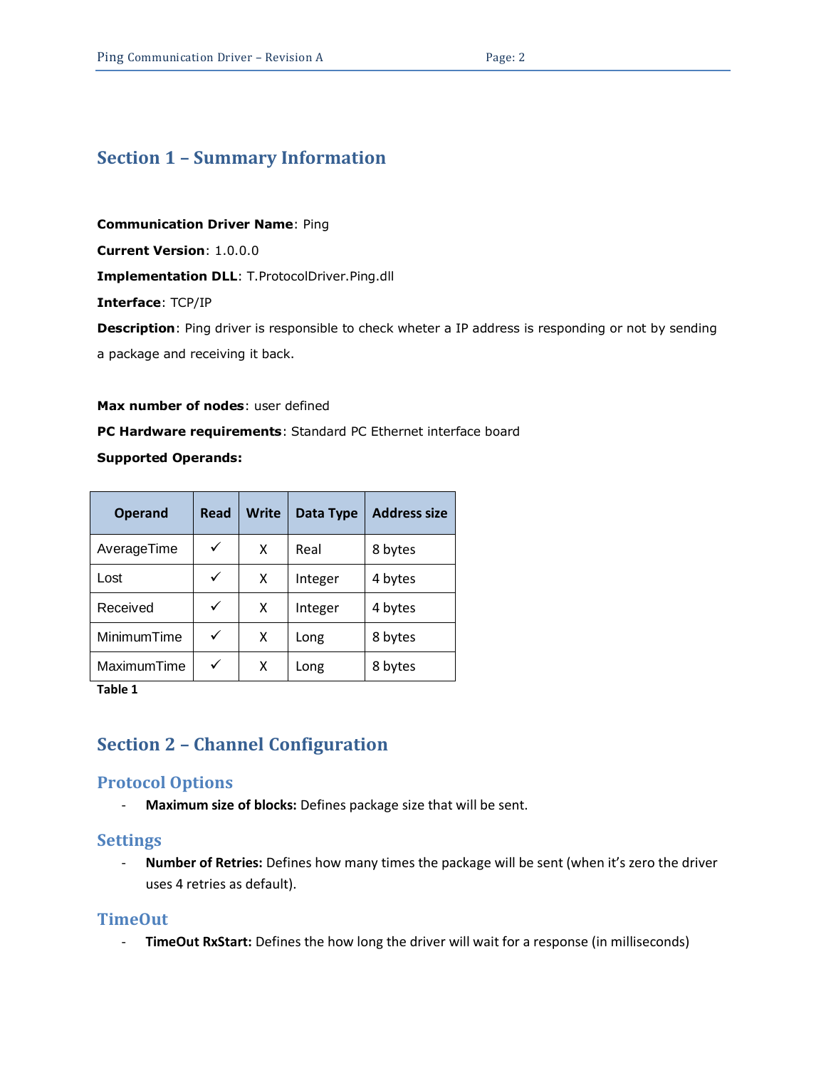# Section 1 – Summary Information

**Communication Driver Name**: Ping

**Current Version**: 1.0.0.0

**Implementation DLL**: T.ProtocolDriver.Ping.dll

**Interface**: TCP/IP

**Description**: Ping driver is responsible to check wheter a IP address is responding or not by sending a package and receiving it back.

**Max number of nodes**: user defined

**PC Hardware requirements**: Standard PC Ethernet interface board

**Supported Operands:**

| Operand | Read | Write | Data Type | Address size |
|---|---|---|---|---|
| AverageTime | ✓ | X | Real | 8 bytes |
| Lost | ✓ | X | Integer | 4 bytes |
| Received | ✓ | X | Integer | 4 bytes |
| MinimumTime | ✓ | X | Long | 8 bytes |
| MaximumTime | ✓ | X | Long | 8 bytes |

**Table 1**

# Section 2 – Channel Configuration

## Protocol Options

- **Maximum size of blocks:** Defines package size that will be sent.

## Settings

- **Number of Retries:** Defines how many times the package will be sent (when it's zero the driver uses 4 retries as default).

## TimeOut

- **TimeOut RxStart:** Defines the how long the driver will wait for a response (in milliseconds)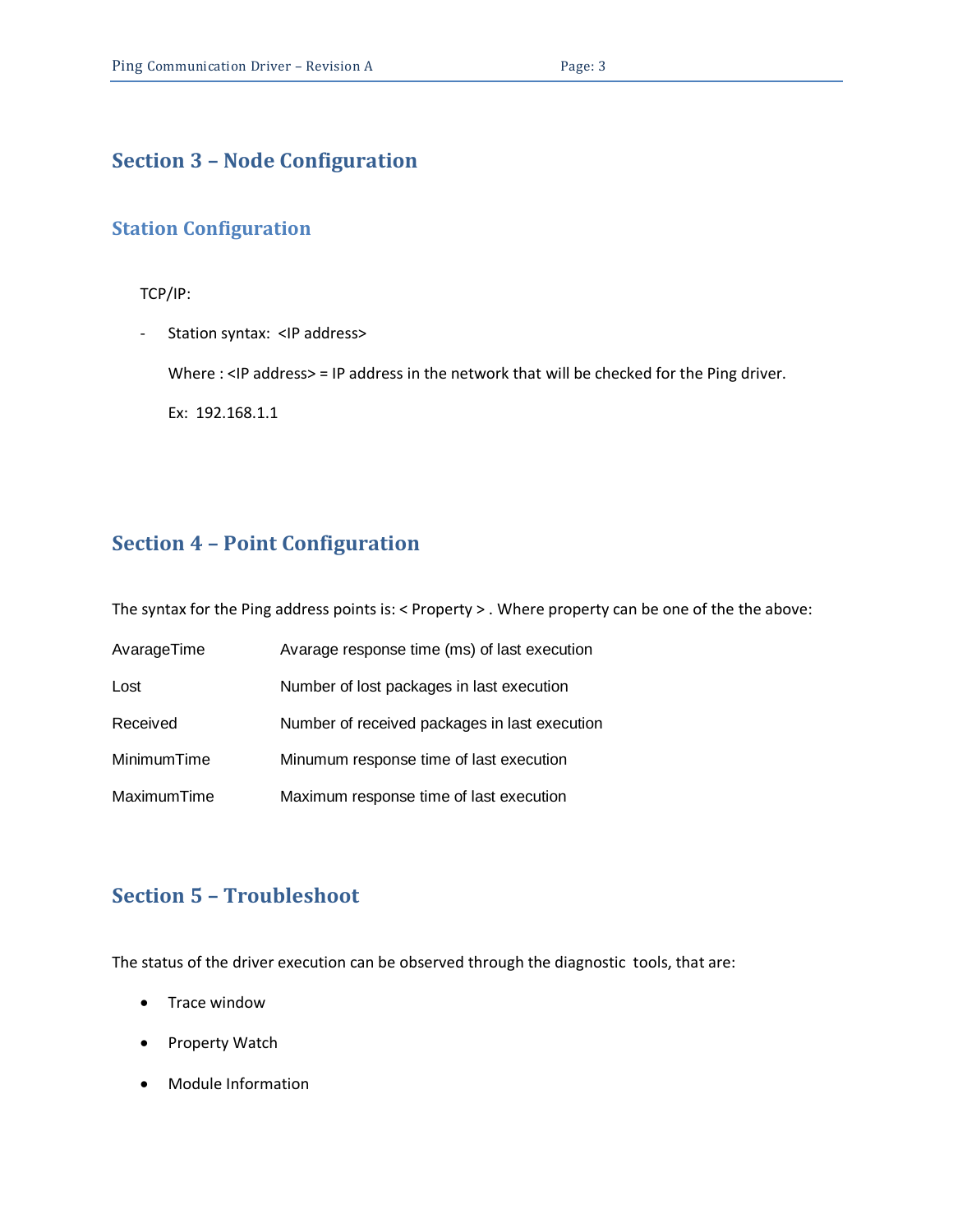# Section 3 – Node Configuration

## Station Configuration

TCP/IP:

- Station syntax: <IP address>

  Where : <IP address> = IP address in the network that will be checked for the Ping driver.

  Ex: 192.168.1.1

# Section 4 – Point Configuration

The syntax for the Ping address points is: < Property > . Where property can be one of the the above:

| | |
|---|---|
| AvarageTime | Avarage response time (ms) of last execution |
| Lost | Number of lost packages in last execution |
| Received | Number of received packages in last execution |
| MinimumTime | Minumum response time of last execution |
| MaximumTime | Maximum response time of last execution |

# Section 5 – Troubleshoot

The status of the driver execution can be observed through the diagnostic tools, that are:

- Trace window
- Property Watch
- Module Information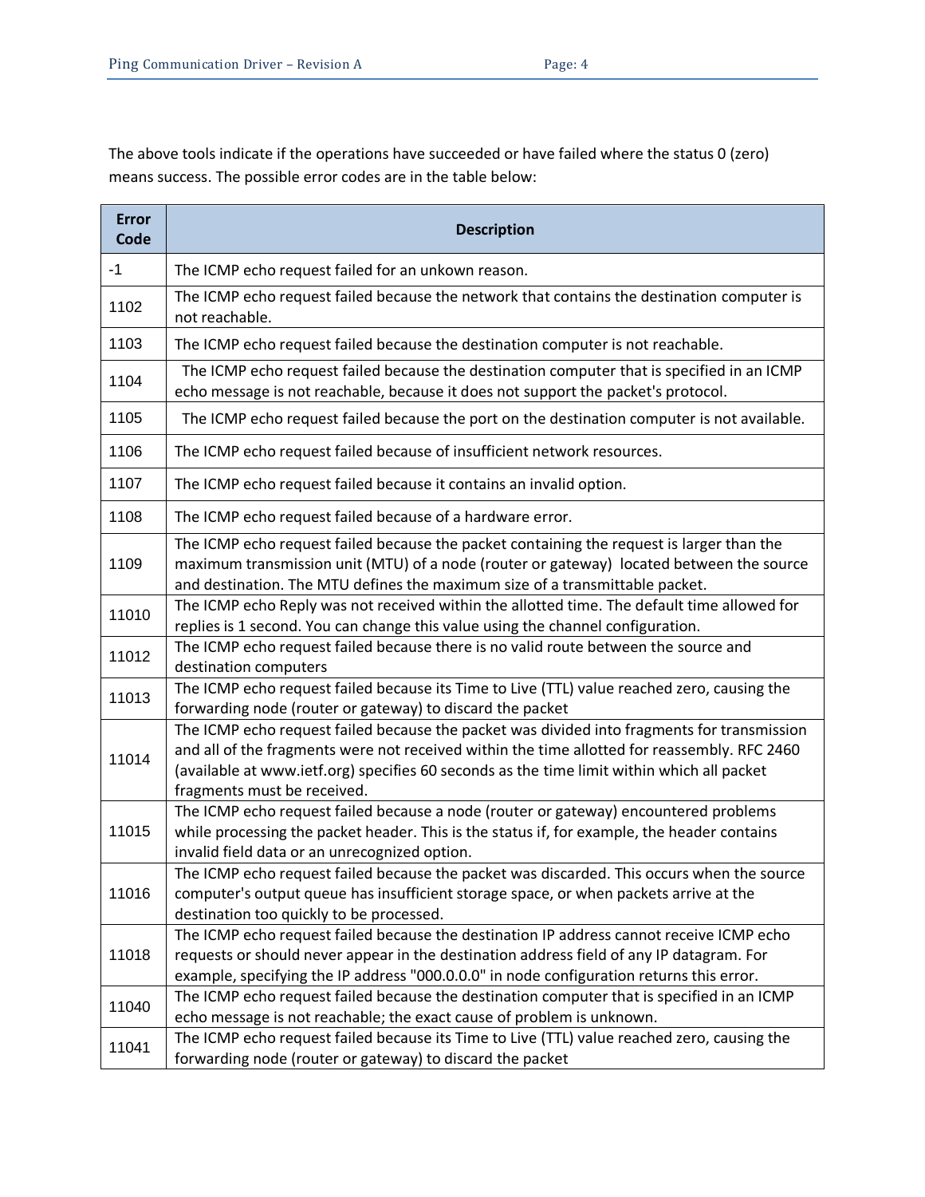The above tools indicate if the operations have succeeded or have failed where the status 0 (zero) means success. The possible error codes are in the table below:

| Error Code | Description |
|---|---|
| -1 | The ICMP echo request failed for an unkown reason. |
| 1102 | The ICMP echo request failed because the network that contains the destination computer is not reachable. |
| 1103 | The ICMP echo request failed because the destination computer is not reachable. |
| 1104 | The ICMP echo request failed because the destination computer that is specified in an ICMP echo message is not reachable, because it does not support the packet's protocol. |
| 1105 | The ICMP echo request failed because the port on the destination computer is not available. |
| 1106 | The ICMP echo request failed because of insufficient network resources. |
| 1107 | The ICMP echo request failed because it contains an invalid option. |
| 1108 | The ICMP echo request failed because of a hardware error. |
| 1109 | The ICMP echo request failed because the packet containing the request is larger than the maximum transmission unit (MTU) of a node (router or gateway) located between the source and destination. The MTU defines the maximum size of a transmittable packet. |
| 11010 | The ICMP echo Reply was not received within the allotted time. The default time allowed for replies is 1 second. You can change this value using the channel configuration. |
| 11012 | The ICMP echo request failed because there is no valid route between the source and destination computers |
| 11013 | The ICMP echo request failed because its Time to Live (TTL) value reached zero, causing the forwarding node (router or gateway) to discard the packet |
| 11014 | The ICMP echo request failed because the packet was divided into fragments for transmission and all of the fragments were not received within the time allotted for reassembly. RFC 2460 (available at www.ietf.org) specifies 60 seconds as the time limit within which all packet fragments must be received. |
| 11015 | The ICMP echo request failed because a node (router or gateway) encountered problems while processing the packet header. This is the status if, for example, the header contains invalid field data or an unrecognized option. |
| 11016 | The ICMP echo request failed because the packet was discarded. This occurs when the source computer's output queue has insufficient storage space, or when packets arrive at the destination too quickly to be processed. |
| 11018 | The ICMP echo request failed because the destination IP address cannot receive ICMP echo requests or should never appear in the destination address field of any IP datagram. For example, specifying the IP address "000.0.0.0" in node configuration returns this error. |
| 11040 | The ICMP echo request failed because the destination computer that is specified in an ICMP echo message is not reachable; the exact cause of problem is unknown. |
| 11041 | The ICMP echo request failed because its Time to Live (TTL) value reached zero, causing the forwarding node (router or gateway) to discard the packet |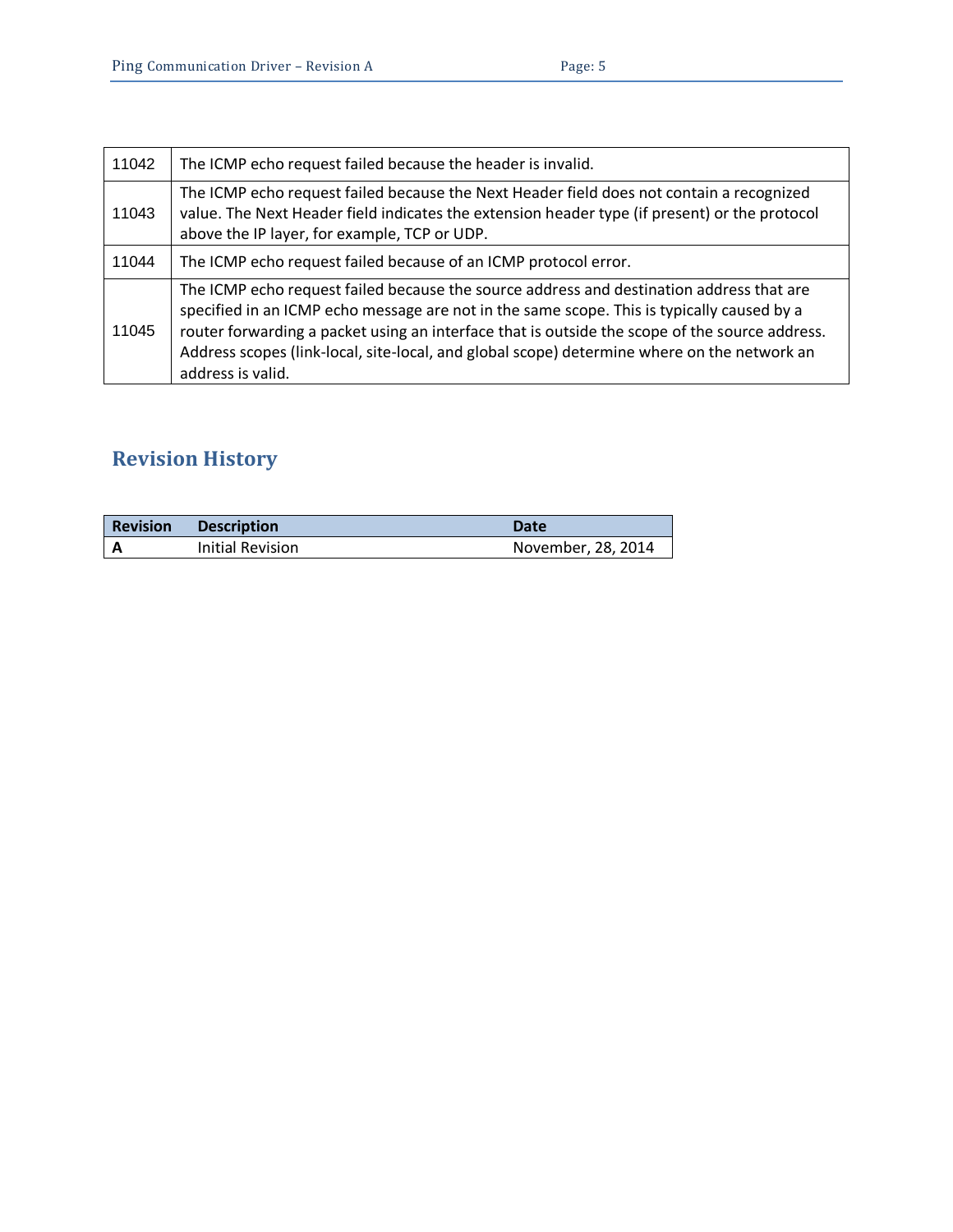| | |
|---|---|
| 11042 | The ICMP echo request failed because the header is invalid. |
| 11043 | The ICMP echo request failed because the Next Header field does not contain a recognized value. The Next Header field indicates the extension header type (if present) or the protocol above the IP layer, for example, TCP or UDP. |
| 11044 | The ICMP echo request failed because of an ICMP protocol error. |
| 11045 | The ICMP echo request failed because the source address and destination address that are specified in an ICMP echo message are not in the same scope. This is typically caused by a router forwarding a packet using an interface that is outside the scope of the source address. Address scopes (link-local, site-local, and global scope) determine where on the network an address is valid. |

## Revision History

| Revision | Description | Date |
|---|---|---|
| **A** | Initial Revision | November, 28, 2014 |